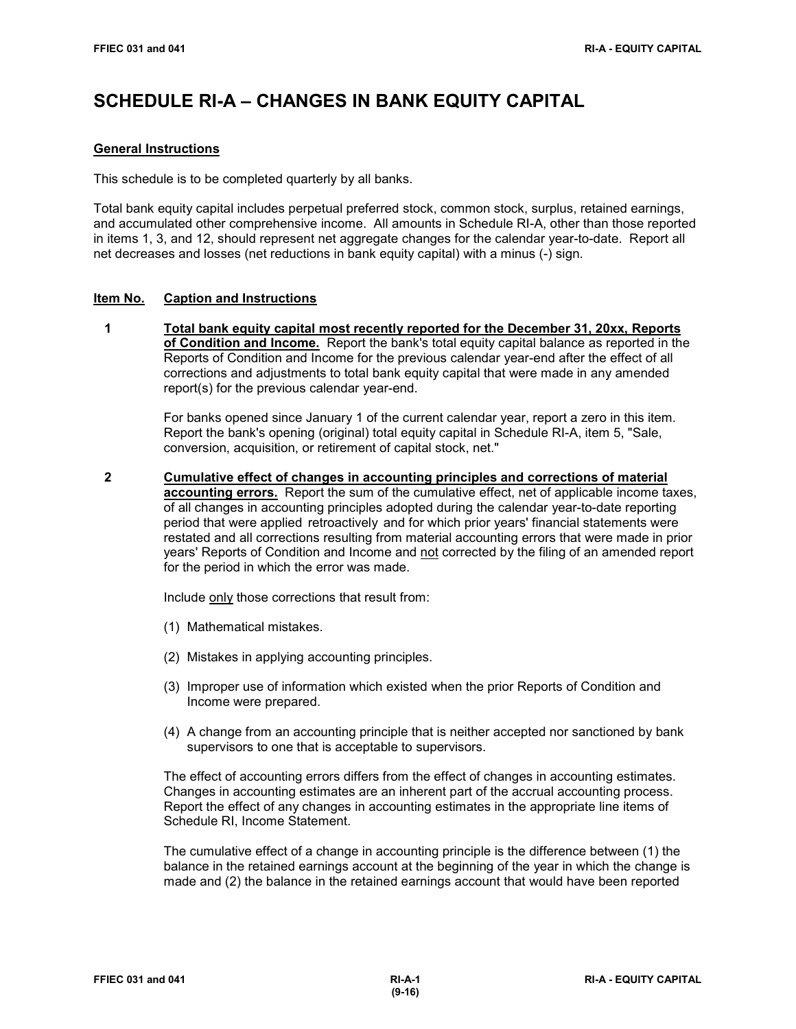# SCHEDULE RI-A – CHANGES IN BANK EQUITY CAPITAL

## General Instructions

This schedule is to be completed quarterly by all banks.

Total bank equity capital includes perpetual preferred stock, common stock, surplus, retained earnings, and accumulated other comprehensive income. All amounts in Schedule RI-A, other than those reported in items 1, 3, and 12, should represent net aggregate changes for the calendar year-to-date. Report all net decreases and losses (net reductions in bank equity capital) with a minus (-) sign.

## Item No. Caption and Instructions

**1** **Total bank equity capital most recently reported for the December 31, 20xx, Reports of Condition and Income.** Report the bank's total equity capital balance as reported in the Reports of Condition and Income for the previous calendar year-end after the effect of all corrections and adjustments to total bank equity capital that were made in any amended report(s) for the previous calendar year-end.

For banks opened since January 1 of the current calendar year, report a zero in this item. Report the bank's opening (original) total equity capital in Schedule RI-A, item 5, "Sale, conversion, acquisition, or retirement of capital stock, net."

**2** **Cumulative effect of changes in accounting principles and corrections of material accounting errors.** Report the sum of the cumulative effect, net of applicable income taxes, of all changes in accounting principles adopted during the calendar year-to-date reporting period that were applied retroactively and for which prior years' financial statements were restated and all corrections resulting from material accounting errors that were made in prior years' Reports of Condition and Income and not corrected by the filing of an amended report for the period in which the error was made.

Include only those corrections that result from:

(1) Mathematical mistakes.

(2) Mistakes in applying accounting principles.

(3) Improper use of information which existed when the prior Reports of Condition and Income were prepared.

(4) A change from an accounting principle that is neither accepted nor sanctioned by bank supervisors to one that is acceptable to supervisors.

The effect of accounting errors differs from the effect of changes in accounting estimates. Changes in accounting estimates are an inherent part of the accrual accounting process. Report the effect of any changes in accounting estimates in the appropriate line items of Schedule RI, Income Statement.

The cumulative effect of a change in accounting principle is the difference between (1) the balance in the retained earnings account at the beginning of the year in which the change is made and (2) the balance in the retained earnings account that would have been reported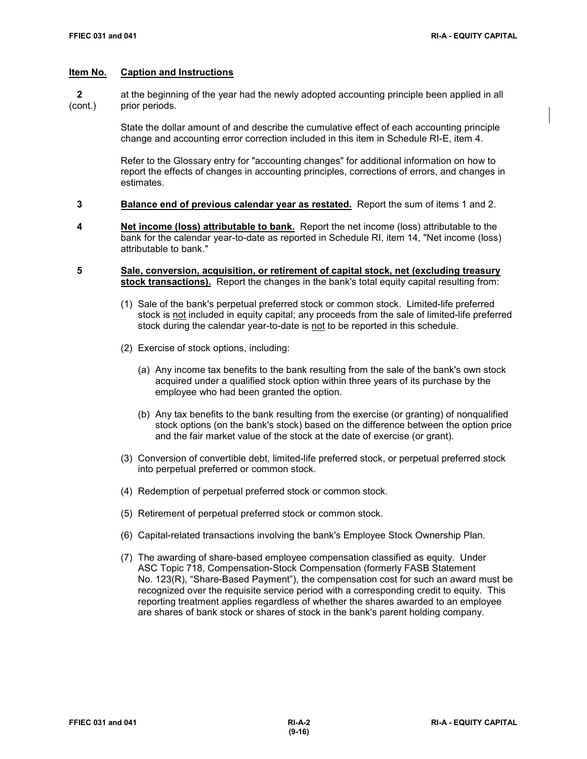## Item No. Caption and Instructions

**2** (cont.) at the beginning of the year had the newly adopted accounting principle been applied in all prior periods.

State the dollar amount of and describe the cumulative effect of each accounting principle change and accounting error correction included in this item in Schedule RI-E, item 4.

Refer to the Glossary entry for "accounting changes" for additional information on how to report the effects of changes in accounting principles, corrections of errors, and changes in estimates.

**3** **Balance end of previous calendar year as restated.** Report the sum of items 1 and 2.

**4** **Net income (loss) attributable to bank.** Report the net income (loss) attributable to the bank for the calendar year-to-date as reported in Schedule RI, item 14, "Net income (loss) attributable to bank."

**5** **Sale, conversion, acquisition, or retirement of capital stock, net (excluding treasury stock transactions).** Report the changes in the bank's total equity capital resulting from:

(1) Sale of the bank's perpetual preferred stock or common stock. Limited-life preferred stock is not included in equity capital; any proceeds from the sale of limited-life preferred stock during the calendar year-to-date is not to be reported in this schedule.

(2) Exercise of stock options, including:

   (a) Any income tax benefits to the bank resulting from the sale of the bank's own stock acquired under a qualified stock option within three years of its purchase by the employee who had been granted the option.

   (b) Any tax benefits to the bank resulting from the exercise (or granting) of nonqualified stock options (on the bank's stock) based on the difference between the option price and the fair market value of the stock at the date of exercise (or grant).

(3) Conversion of convertible debt, limited-life preferred stock, or perpetual preferred stock into perpetual preferred or common stock.

(4) Redemption of perpetual preferred stock or common stock.

(5) Retirement of perpetual preferred stock or common stock.

(6) Capital-related transactions involving the bank's Employee Stock Ownership Plan.

(7) The awarding of share-based employee compensation classified as equity. Under ASC Topic 718, Compensation-Stock Compensation (formerly FASB Statement No. 123(R), "Share-Based Payment"), the compensation cost for such an award must be recognized over the requisite service period with a corresponding credit to equity. This reporting treatment applies regardless of whether the shares awarded to an employee are shares of bank stock or shares of stock in the bank's parent holding company.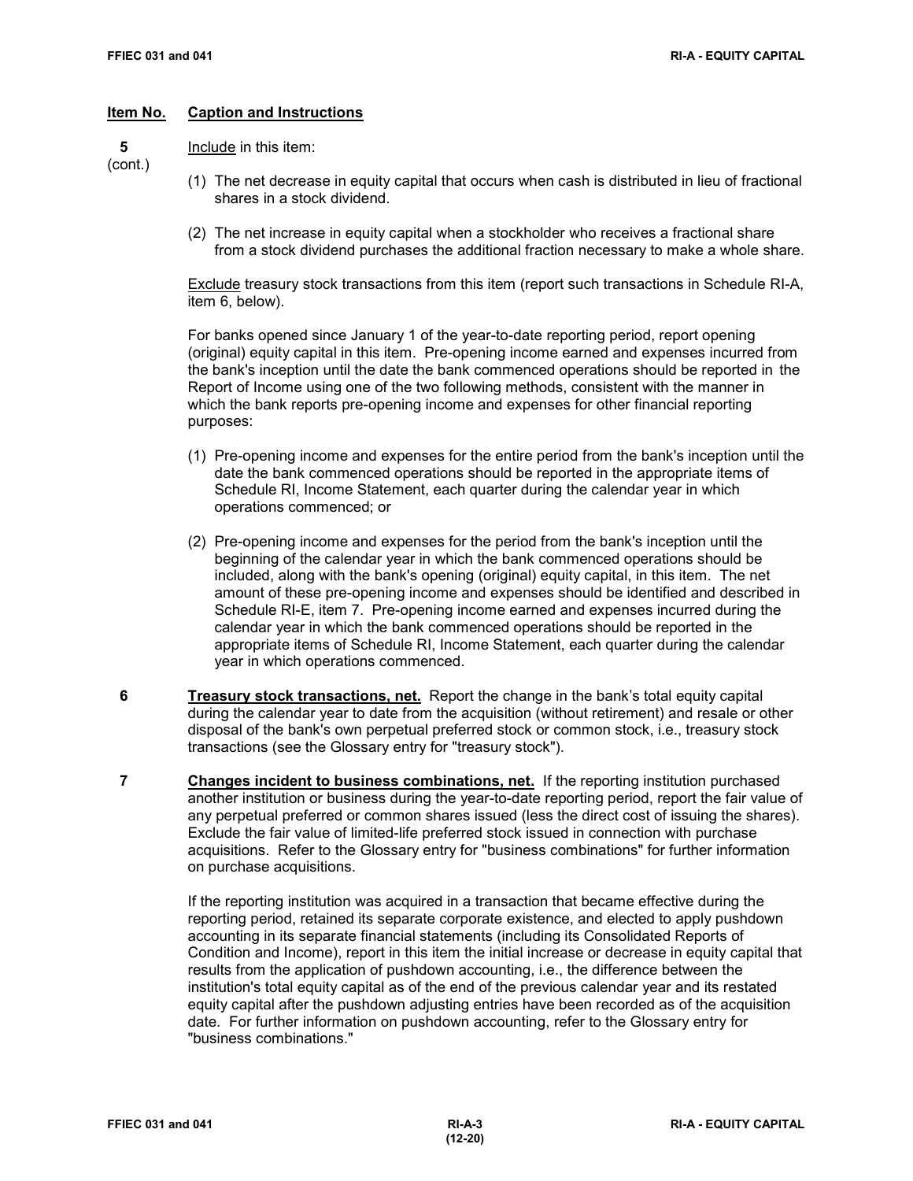**Item No.** **Caption and Instructions**

**5** (cont.)

Include in this item:

(1) The net decrease in equity capital that occurs when cash is distributed in lieu of fractional shares in a stock dividend.

(2) The net increase in equity capital when a stockholder who receives a fractional share from a stock dividend purchases the additional fraction necessary to make a whole share.

Exclude treasury stock transactions from this item (report such transactions in Schedule RI-A, item 6, below).

For banks opened since January 1 of the year-to-date reporting period, report opening (original) equity capital in this item. Pre-opening income earned and expenses incurred from the bank's inception until the date the bank commenced operations should be reported in the Report of Income using one of the two following methods, consistent with the manner in which the bank reports pre-opening income and expenses for other financial reporting purposes:

(1) Pre-opening income and expenses for the entire period from the bank's inception until the date the bank commenced operations should be reported in the appropriate items of Schedule RI, Income Statement, each quarter during the calendar year in which operations commenced; or

(2) Pre-opening income and expenses for the period from the bank's inception until the beginning of the calendar year in which the bank commenced operations should be included, along with the bank's opening (original) equity capital, in this item. The net amount of these pre-opening income and expenses should be identified and described in Schedule RI-E, item 7. Pre-opening income earned and expenses incurred during the calendar year in which the bank commenced operations should be reported in the appropriate items of Schedule RI, Income Statement, each quarter during the calendar year in which operations commenced.

**6** **Treasury stock transactions, net.** Report the change in the bank's total equity capital during the calendar year to date from the acquisition (without retirement) and resale or other disposal of the bank's own perpetual preferred stock or common stock, i.e., treasury stock transactions (see the Glossary entry for "treasury stock").

**7** **Changes incident to business combinations, net.** If the reporting institution purchased another institution or business during the year-to-date reporting period, report the fair value of any perpetual preferred or common shares issued (less the direct cost of issuing the shares). Exclude the fair value of limited-life preferred stock issued in connection with purchase acquisitions. Refer to the Glossary entry for "business combinations" for further information on purchase acquisitions.

If the reporting institution was acquired in a transaction that became effective during the reporting period, retained its separate corporate existence, and elected to apply pushdown accounting in its separate financial statements (including its Consolidated Reports of Condition and Income), report in this item the initial increase or decrease in equity capital that results from the application of pushdown accounting, i.e., the difference between the institution's total equity capital as of the end of the previous calendar year and its restated equity capital after the pushdown adjusting entries have been recorded as of the acquisition date. For further information on pushdown accounting, refer to the Glossary entry for "business combinations."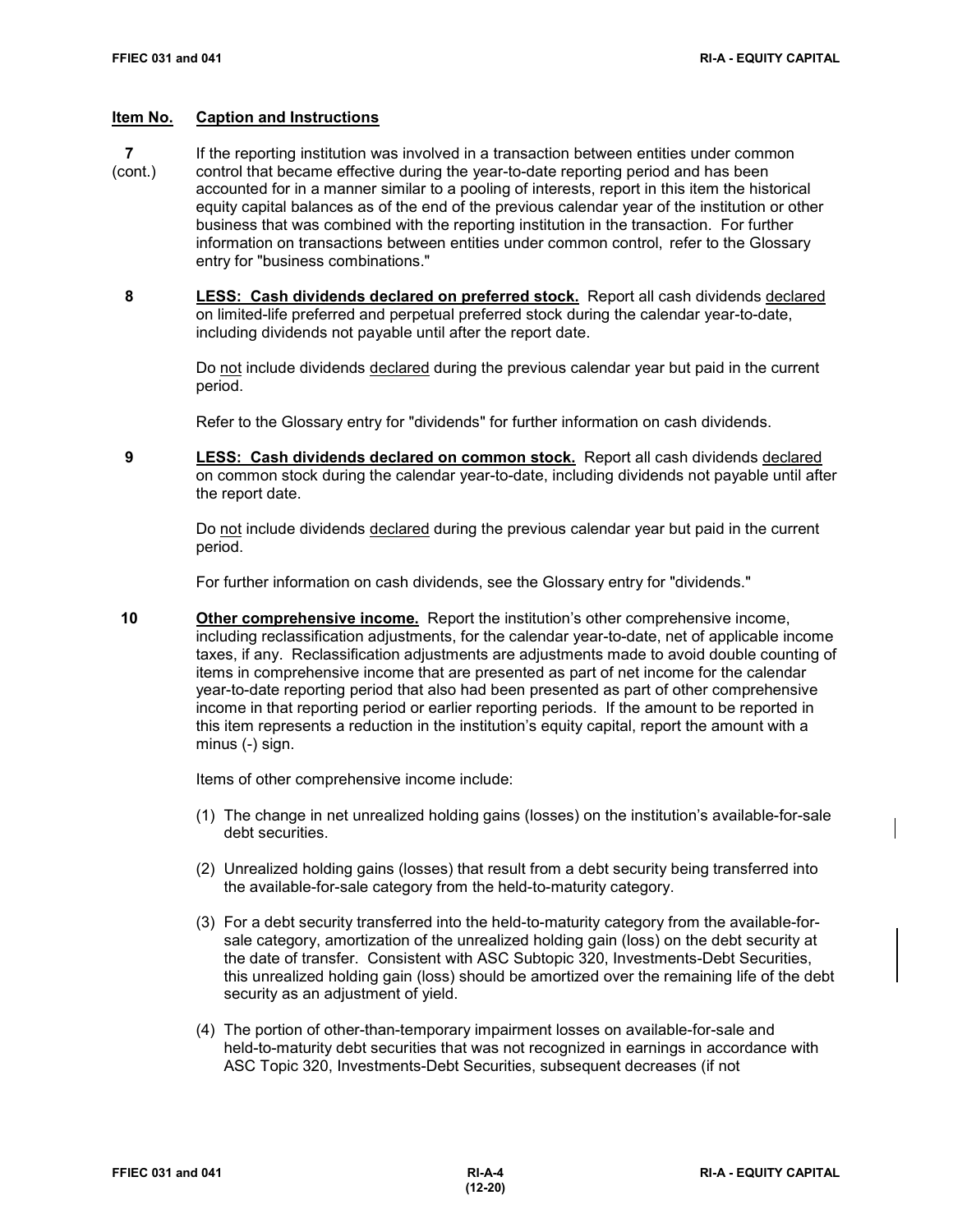**Item No. Caption and Instructions**

**7** (cont.) If the reporting institution was involved in a transaction between entities under common control that became effective during the year-to-date reporting period and has been accounted for in a manner similar to a pooling of interests, report in this item the historical equity capital balances as of the end of the previous calendar year of the institution or other business that was combined with the reporting institution in the transaction. For further information on transactions between entities under common control, refer to the Glossary entry for "business combinations."

**8** **LESS: Cash dividends declared on preferred stock.** Report all cash dividends declared on limited-life preferred and perpetual preferred stock during the calendar year-to-date, including dividends not payable until after the report date.

Do not include dividends declared during the previous calendar year but paid in the current period.

Refer to the Glossary entry for "dividends" for further information on cash dividends.

**9** **LESS: Cash dividends declared on common stock.** Report all cash dividends declared on common stock during the calendar year-to-date, including dividends not payable until after the report date.

Do not include dividends declared during the previous calendar year but paid in the current period.

For further information on cash dividends, see the Glossary entry for "dividends."

**10** **Other comprehensive income.** Report the institution's other comprehensive income, including reclassification adjustments, for the calendar year-to-date, net of applicable income taxes, if any. Reclassification adjustments are adjustments made to avoid double counting of items in comprehensive income that are presented as part of net income for the calendar year-to-date reporting period that also had been presented as part of other comprehensive income in that reporting period or earlier reporting periods. If the amount to be reported in this item represents a reduction in the institution's equity capital, report the amount with a minus (-) sign.

Items of other comprehensive income include:

(1) The change in net unrealized holding gains (losses) on the institution's available-for-sale debt securities.

(2) Unrealized holding gains (losses) that result from a debt security being transferred into the available-for-sale category from the held-to-maturity category.

(3) For a debt security transferred into the held-to-maturity category from the available-for-sale category, amortization of the unrealized holding gain (loss) on the debt security at the date of transfer. Consistent with ASC Subtopic 320, Investments-Debt Securities, this unrealized holding gain (loss) should be amortized over the remaining life of the debt security as an adjustment of yield.

(4) The portion of other-than-temporary impairment losses on available-for-sale and held-to-maturity debt securities that was not recognized in earnings in accordance with ASC Topic 320, Investments-Debt Securities, subsequent decreases (if not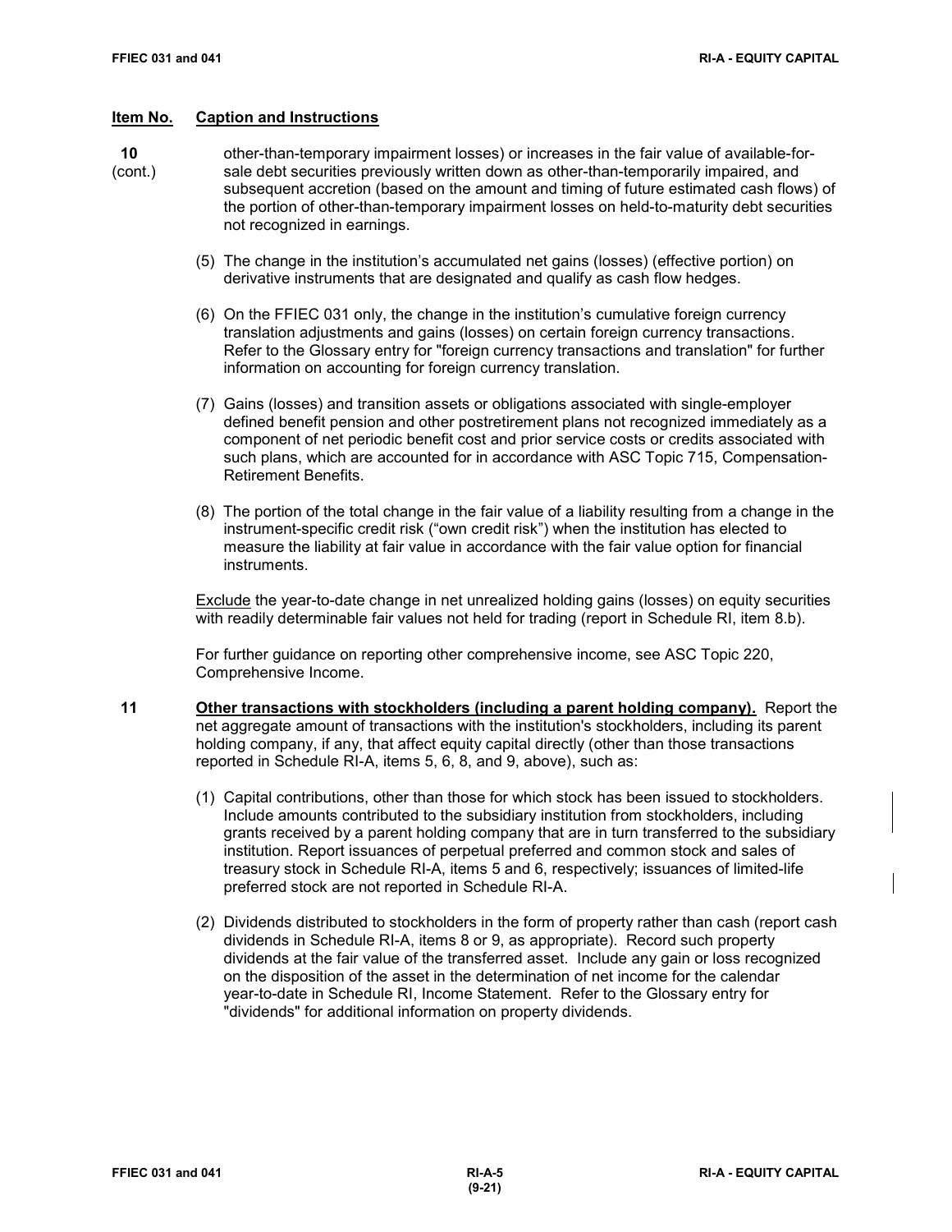**Item No.** **Caption and Instructions**

**10** (cont.)

other-than-temporary impairment losses) or increases in the fair value of available-for-sale debt securities previously written down as other-than-temporarily impaired, and subsequent accretion (based on the amount and timing of future estimated cash flows) of the portion of other-than-temporary impairment losses on held-to-maturity debt securities not recognized in earnings.

(5) The change in the institution's accumulated net gains (losses) (effective portion) on derivative instruments that are designated and qualify as cash flow hedges.

(6) On the FFIEC 031 only, the change in the institution's cumulative foreign currency translation adjustments and gains (losses) on certain foreign currency transactions. Refer to the Glossary entry for "foreign currency transactions and translation" for further information on accounting for foreign currency translation.

(7) Gains (losses) and transition assets or obligations associated with single-employer defined benefit pension and other postretirement plans not recognized immediately as a component of net periodic benefit cost and prior service costs or credits associated with such plans, which are accounted for in accordance with ASC Topic 715, Compensation-Retirement Benefits.

(8) The portion of the total change in the fair value of a liability resulting from a change in the instrument-specific credit risk ("own credit risk") when the institution has elected to measure the liability at fair value in accordance with the fair value option for financial instruments.

Exclude the year-to-date change in net unrealized holding gains (losses) on equity securities with readily determinable fair values not held for trading (report in Schedule RI, item 8.b).

For further guidance on reporting other comprehensive income, see ASC Topic 220, Comprehensive Income.

**11** **Other transactions with stockholders (including a parent holding company).** Report the net aggregate amount of transactions with the institution's stockholders, including its parent holding company, if any, that affect equity capital directly (other than those transactions reported in Schedule RI-A, items 5, 6, 8, and 9, above), such as:

(1) Capital contributions, other than those for which stock has been issued to stockholders. Include amounts contributed to the subsidiary institution from stockholders, including grants received by a parent holding company that are in turn transferred to the subsidiary institution. Report issuances of perpetual preferred and common stock and sales of treasury stock in Schedule RI-A, items 5 and 6, respectively; issuances of limited-life preferred stock are not reported in Schedule RI-A.

(2) Dividends distributed to stockholders in the form of property rather than cash (report cash dividends in Schedule RI-A, items 8 or 9, as appropriate). Record such property dividends at the fair value of the transferred asset. Include any gain or loss recognized on the disposition of the asset in the determination of net income for the calendar year-to-date in Schedule RI, Income Statement. Refer to the Glossary entry for "dividends" for additional information on property dividends.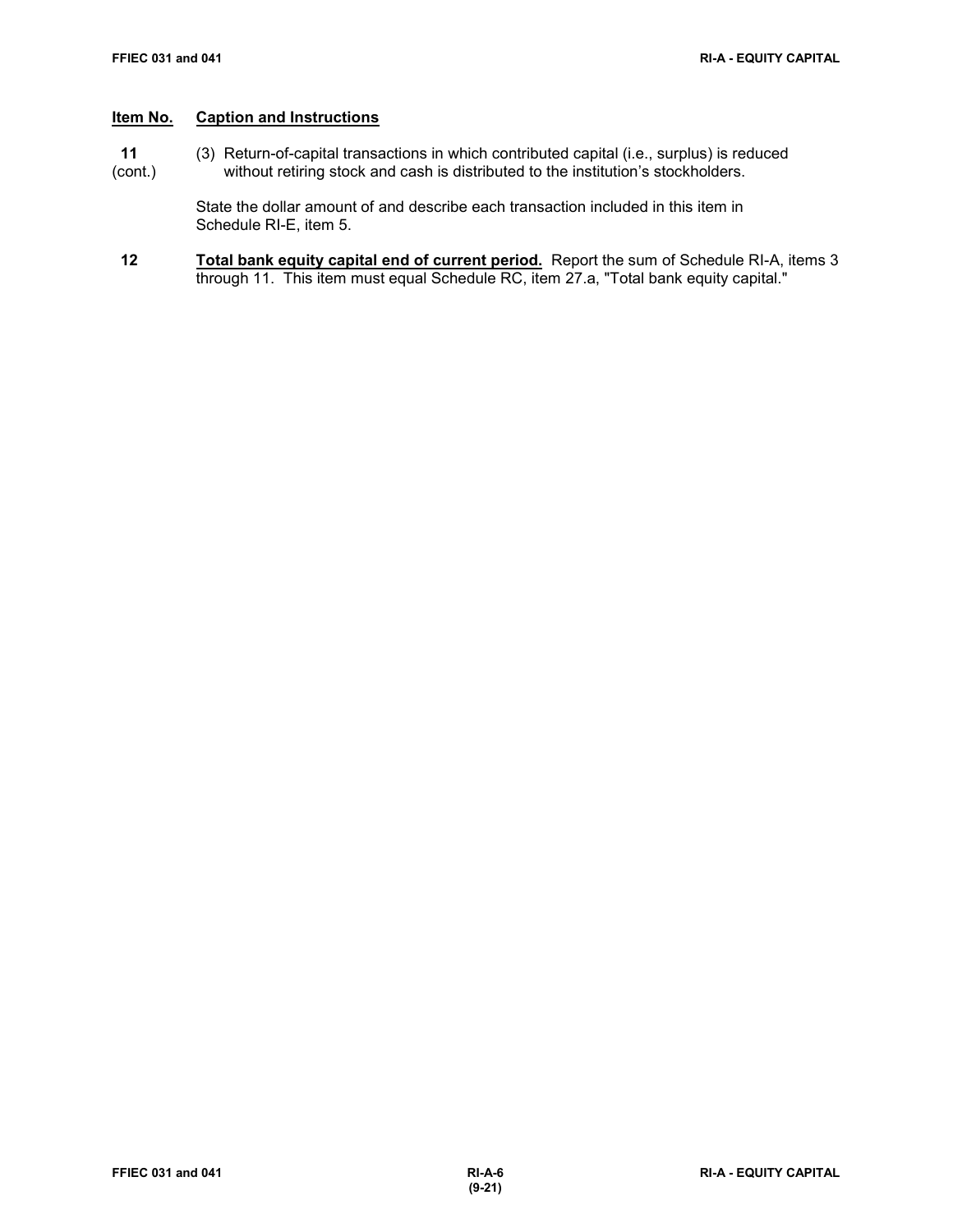| Item No. | Caption and Instructions |
| --- | --- |
| 11 (cont.) | (3) Return-of-capital transactions in which contributed capital (i.e., surplus) is reduced without retiring stock and cash is distributed to the institution's stockholders.<br><br>State the dollar amount of and describe each transaction included in this item in Schedule RI-E, item 5. |
| 12 | **Total bank equity capital end of current period.** Report the sum of Schedule RI-A, items 3 through 11. This item must equal Schedule RC, item 27.a, "Total bank equity capital." |